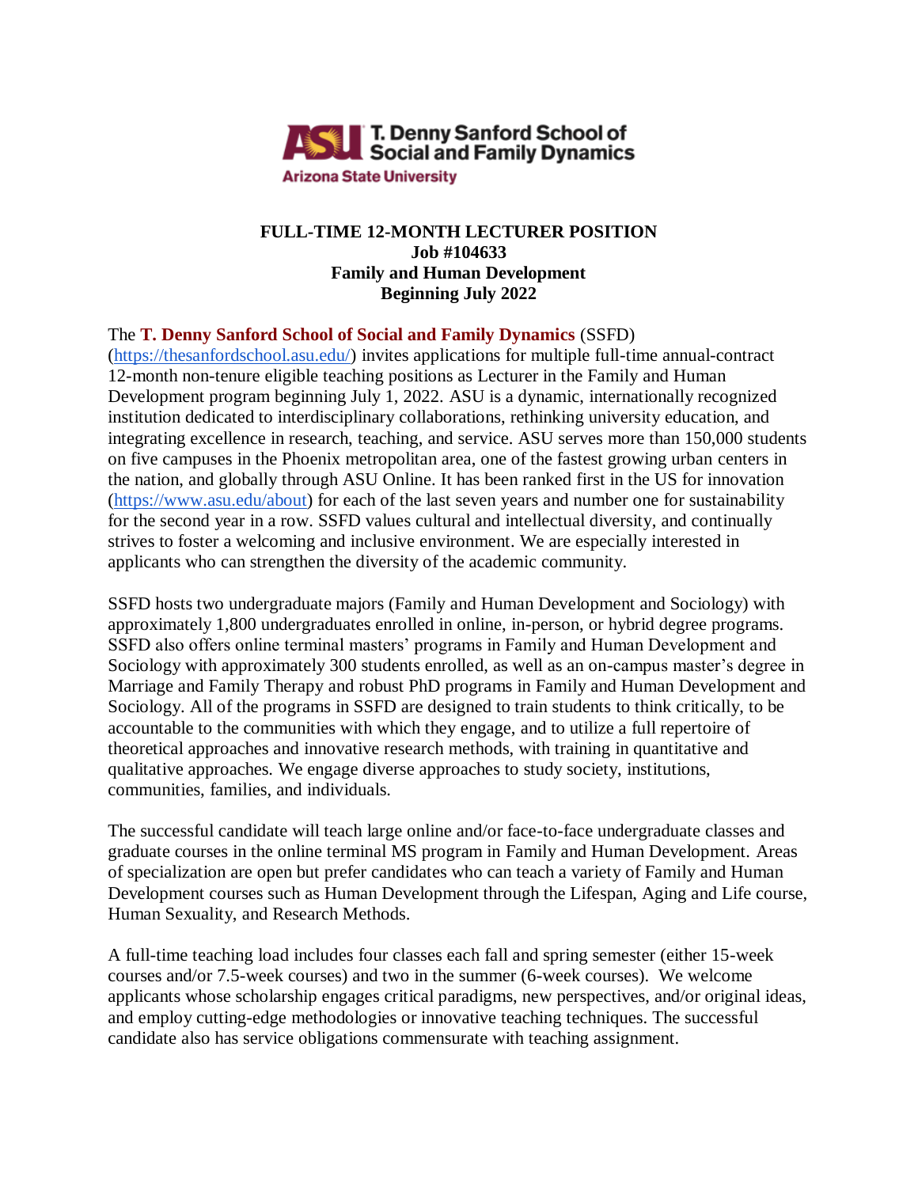**ASU T. Denny Sanford School of Social and Family Dynamics**
**Arizona State University**

# FULL-TIME 12-MONTH LECTURER POSITION
## Job #104633
## Family and Human Development
## Beginning July 2022

The **T. Denny Sanford School of Social and Family Dynamics** (SSFD) (https://thesanfordschool.asu.edu/) invites applications for multiple full-time annual-contract 12-month non-tenure eligible teaching positions as Lecturer in the Family and Human Development program beginning July 1, 2022. ASU is a dynamic, internationally recognized institution dedicated to interdisciplinary collaborations, rethinking university education, and integrating excellence in research, teaching, and service. ASU serves more than 150,000 students on five campuses in the Phoenix metropolitan area, one of the fastest growing urban centers in the nation, and globally through ASU Online. It has been ranked first in the US for innovation (https://www.asu.edu/about) for each of the last seven years and number one for sustainability for the second year in a row. SSFD values cultural and intellectual diversity, and continually strives to foster a welcoming and inclusive environment. We are especially interested in applicants who can strengthen the diversity of the academic community.

SSFD hosts two undergraduate majors (Family and Human Development and Sociology) with approximately 1,800 undergraduates enrolled in online, in-person, or hybrid degree programs. SSFD also offers online terminal masters' programs in Family and Human Development and Sociology with approximately 300 students enrolled, as well as an on-campus master's degree in Marriage and Family Therapy and robust PhD programs in Family and Human Development and Sociology. All of the programs in SSFD are designed to train students to think critically, to be accountable to the communities with which they engage, and to utilize a full repertoire of theoretical approaches and innovative research methods, with training in quantitative and qualitative approaches. We engage diverse approaches to study society, institutions, communities, families, and individuals.

The successful candidate will teach large online and/or face-to-face undergraduate classes and graduate courses in the online terminal MS program in Family and Human Development. Areas of specialization are open but prefer candidates who can teach a variety of Family and Human Development courses such as Human Development through the Lifespan, Aging and Life course, Human Sexuality, and Research Methods.

A full-time teaching load includes four classes each fall and spring semester (either 15-week courses and/or 7.5-week courses) and two in the summer (6-week courses). We welcome applicants whose scholarship engages critical paradigms, new perspectives, and/or original ideas, and employ cutting-edge methodologies or innovative teaching techniques. The successful candidate also has service obligations commensurate with teaching assignment.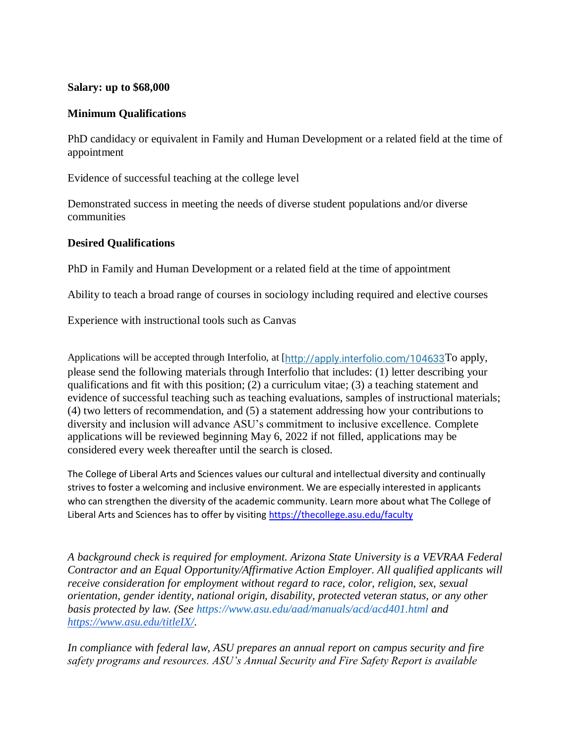**Salary: up to $68,000**

**Minimum Qualifications**

PhD candidacy or equivalent in Family and Human Development or a related field at the time of appointment

Evidence of successful teaching at the college level

Demonstrated success in meeting the needs of diverse student populations and/or diverse communities

**Desired Qualifications**

PhD in Family and Human Development or a related field at the time of appointment

Ability to teach a broad range of courses in sociology including required and elective courses

Experience with instructional tools such as Canvas

Applications will be accepted through Interfolio, at [http://apply.interfolio.com/104633 To apply, please send the following materials through Interfolio that includes: (1) letter describing your qualifications and fit with this position; (2) a curriculum vitae; (3) a teaching statement and evidence of successful teaching such as teaching evaluations, samples of instructional materials; (4) two letters of recommendation, and (5) a statement addressing how your contributions to diversity and inclusion will advance ASU's commitment to inclusive excellence. Complete applications will be reviewed beginning May 6, 2022 if not filled, applications may be considered every week thereafter until the search is closed.

The College of Liberal Arts and Sciences values our cultural and intellectual diversity and continually strives to foster a welcoming and inclusive environment. We are especially interested in applicants who can strengthen the diversity of the academic community. Learn more about what The College of Liberal Arts and Sciences has to offer by visiting https://thecollege.asu.edu/faculty

*A background check is required for employment. Arizona State University is a VEVRAA Federal Contractor and an Equal Opportunity/Affirmative Action Employer. All qualified applicants will receive consideration for employment without regard to race, color, religion, sex, sexual orientation, gender identity, national origin, disability, protected veteran status, or any other basis protected by law. (See https://www.asu.edu/aad/manuals/acd/acd401.html and https://www.asu.edu/titleIX/.*

*In compliance with federal law, ASU prepares an annual report on campus security and fire safety programs and resources. ASU's Annual Security and Fire Safety Report is available*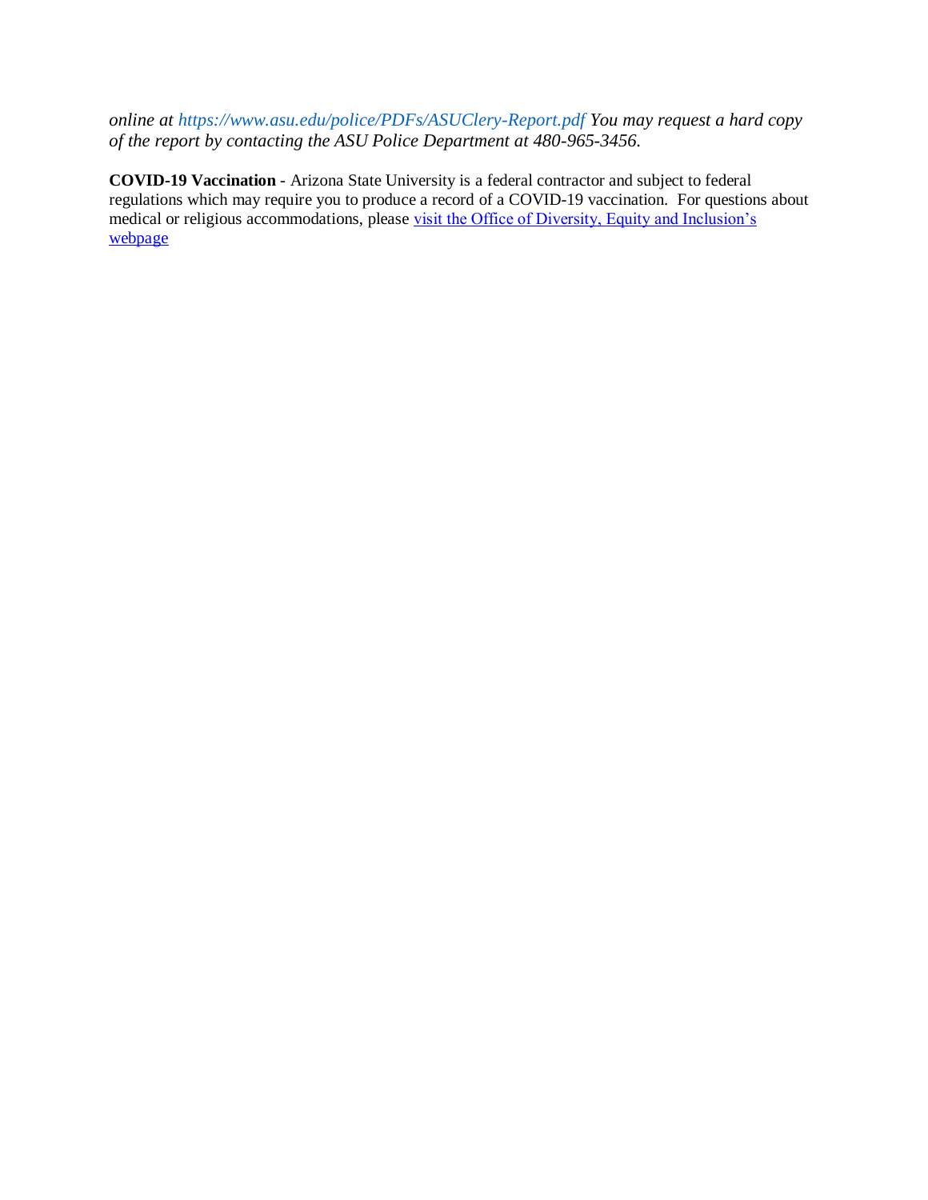*online at https://www.asu.edu/police/PDFs/ASUClery-Report.pdf You may request a hard copy of the report by contacting the ASU Police Department at 480-965-3456.*

**COVID-19 Vaccination** - Arizona State University is a federal contractor and subject to federal regulations which may require you to produce a record of a COVID-19 vaccination. For questions about medical or religious accommodations, please visit the Office of Diversity, Equity and Inclusion's webpage